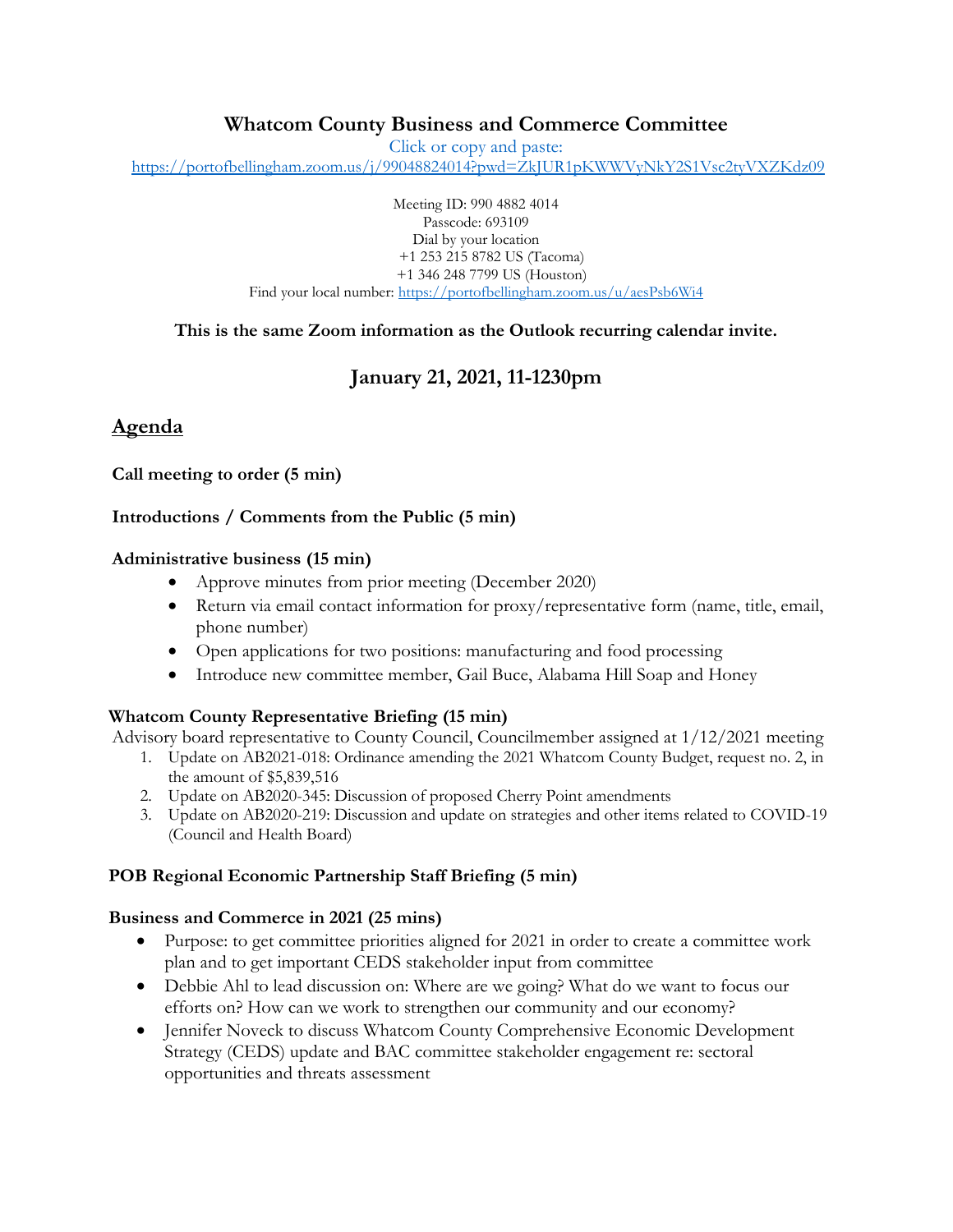# Whatcom County Business and Commerce Committee

Click or copy and paste:
https://portofbellingham.zoom.us/j/99048824014?pwd=ZkJUR1pKWWVyNkY2S1Vsc2tyVXZKdz09

Meeting ID: 990 4882 4014
Passcode: 693109
Dial by your location
+1 253 215 8782 US (Tacoma)
+1 346 248 7799 US (Houston)
Find your local number: https://portofbellingham.zoom.us/u/aesPsb6Wi4

**This is the same Zoom information as the Outlook recurring calendar invite.**

## January 21, 2021, 11-1230pm

## Agenda

**Call meeting to order (5 min)**

**Introductions / Comments from the Public (5 min)**

**Administrative business (15 min)**

- Approve minutes from prior meeting (December 2020)
- Return via email contact information for proxy/representative form (name, title, email, phone number)
- Open applications for two positions: manufacturing and food processing
- Introduce new committee member, Gail Buce, Alabama Hill Soap and Honey

**Whatcom County Representative Briefing (15 min)**

Advisory board representative to County Council, Councilmember assigned at 1/12/2021 meeting

1. Update on AB2021-018: Ordinance amending the 2021 Whatcom County Budget, request no. 2, in the amount of $5,839,516
2. Update on AB2020-345: Discussion of proposed Cherry Point amendments
3. Update on AB2020-219: Discussion and update on strategies and other items related to COVID-19 (Council and Health Board)

**POB Regional Economic Partnership Staff Briefing (5 min)**

**Business and Commerce in 2021 (25 mins)**

- Purpose: to get committee priorities aligned for 2021 in order to create a committee work plan and to get important CEDS stakeholder input from committee
- Debbie Ahl to lead discussion on: Where are we going? What do we want to focus our efforts on? How can we work to strengthen our community and our economy?
- Jennifer Noveck to discuss Whatcom County Comprehensive Economic Development Strategy (CEDS) update and BAC committee stakeholder engagement re: sectoral opportunities and threats assessment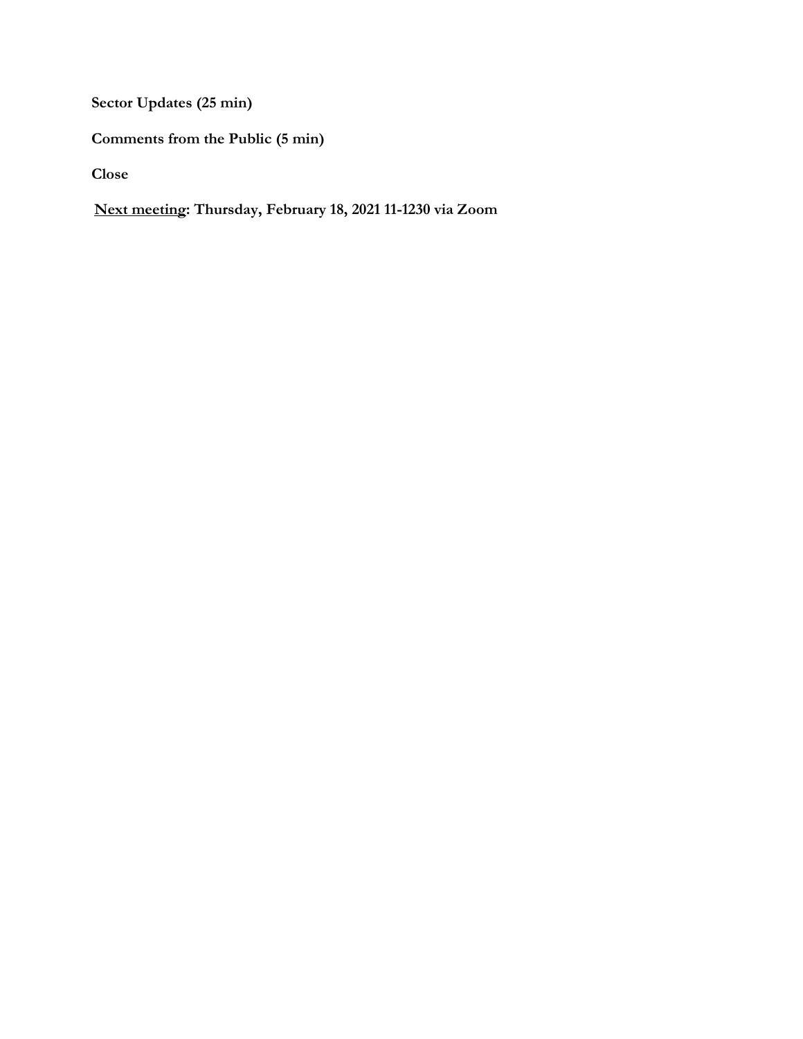**Sector Updates (25 min)**

**Comments from the Public (5 min)**

**Close**

**<u>Next meeting</u>: Thursday, February 18, 2021 11-1230 via Zoom**